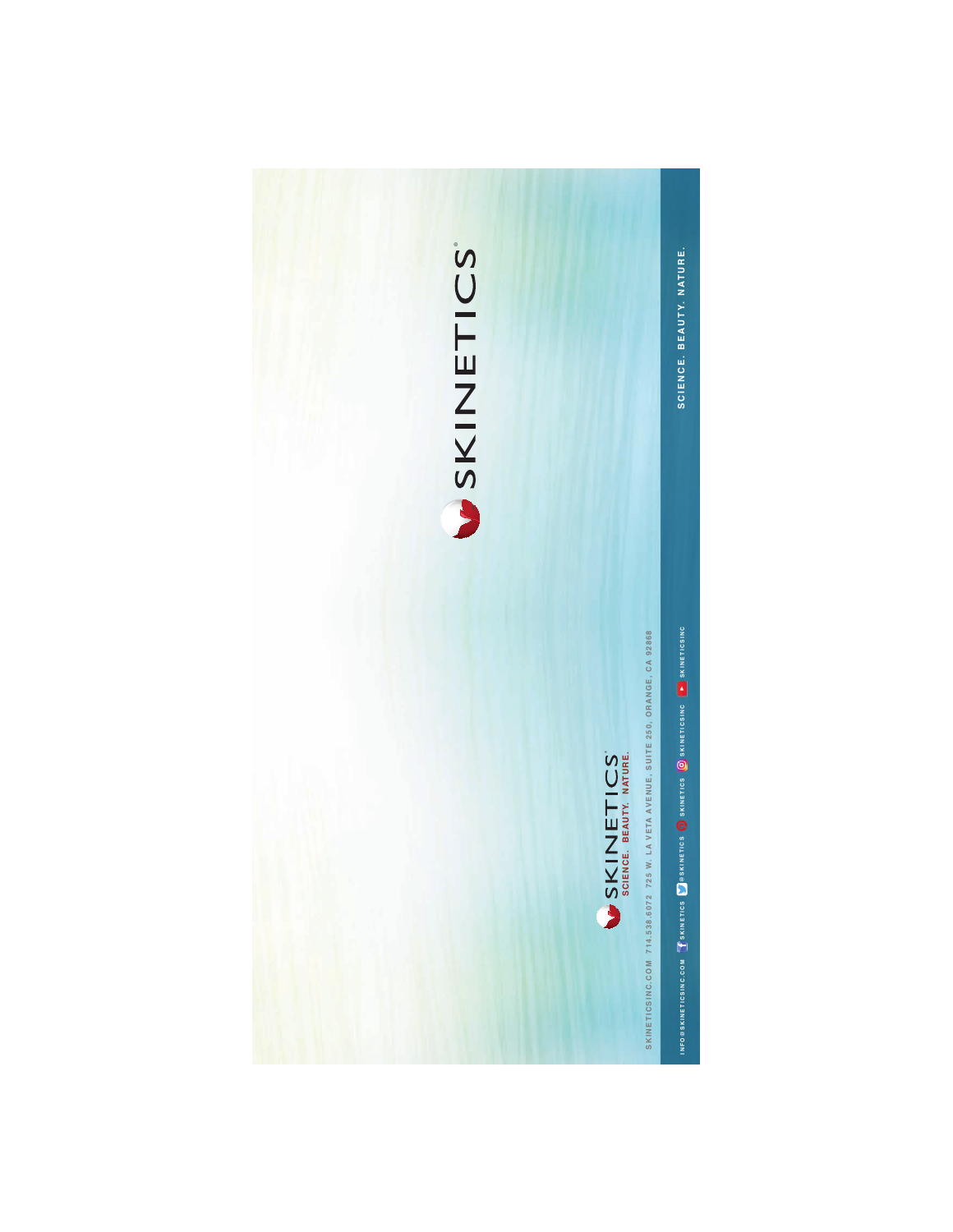# SKINETICS®

SKINETICS®

SCIENCE. BEAUTY. NATURE.

SKINETICSINC.COM 714.538.6072 725 W. LA VETA AVENUE, SUITE 250, ORANGE, CA 92868

INFO@SKINETICSINC.COM SKINETICS @SKINETICS SKINETICS SKINETICSINC SKINETICSINC

SCIENCE. BEAUTY. NATURE.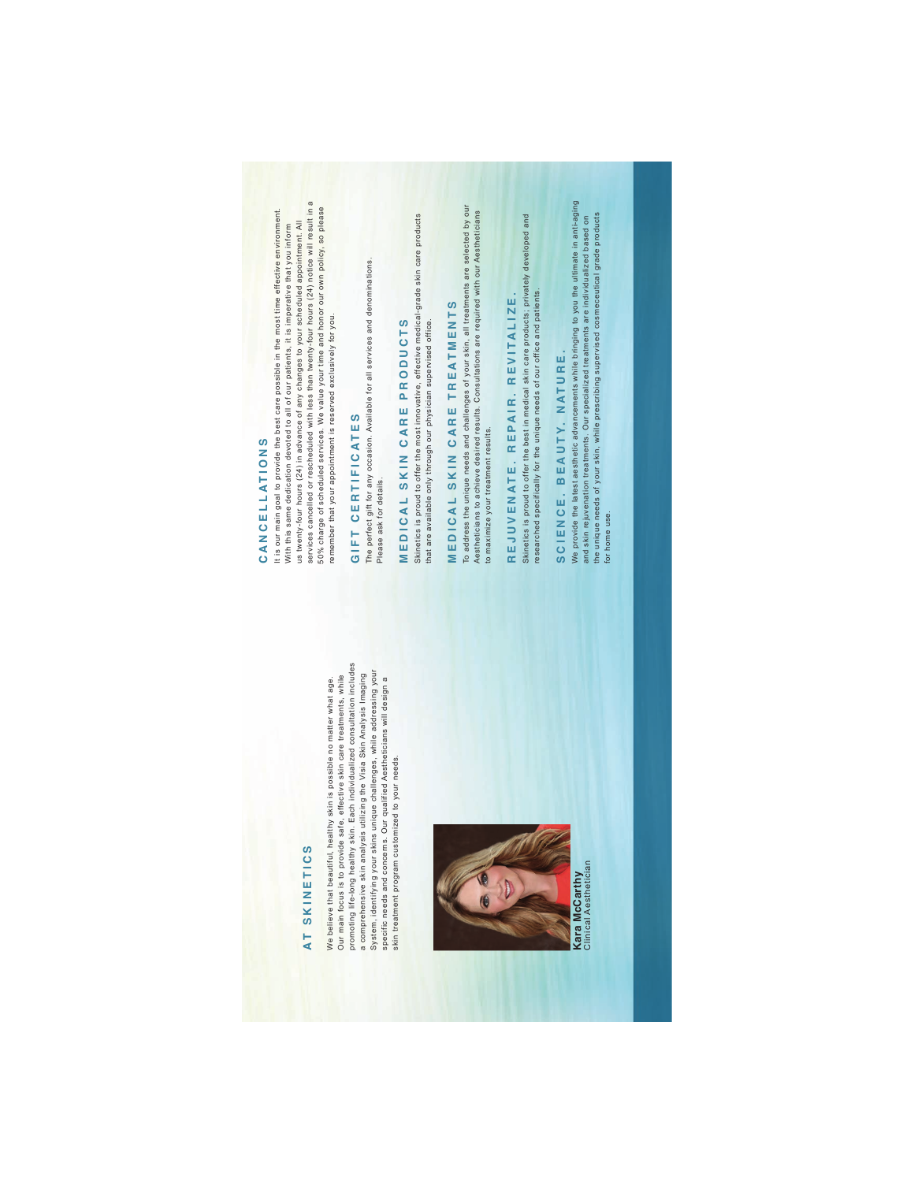## AT SKINETICS

We believe that beautiful, healthy skin is possible no matter what age. Our main focus is to provide safe, effective skin care treatments, while promoting life-long healthy skin. Each individualized consultation includes a comprehensive skin analysis utilizing the Visia Skin Analysis Imaging System, identifying your skins unique challenges, while addressing your specific needs and concerns. Our qualified Aestheticians will design a skin treatment program customized to your needs.

**Kara McCarthy**
Clinical Aesthetician

## CANCELLATIONS

It is our main goal to provide the best care possible in the most time effective environment. With this same dedication devoted to all of our patients, it is imperative that you inform us twenty-four hours (24) in advance of any changes to your scheduled appointment. All services cancelled or rescheduled with less than twenty-four hours (24) notice will result in a 50% charge of scheduled services. We value your time and honor our own policy, so please remember that your appointment is reserved exclusively for you.

## GIFT CERTIFICATES

The perfect gift for any occasion. Available for all services and denominations. Please ask for details.

## MEDICAL SKIN CARE PRODUCTS

Skinetics is proud to offer the most innovative, effective medical-grade skin care products that are available only through our physician supervised office.

## MEDICAL SKIN CARE TREATMENTS

To address the unique needs and challenges of your skin, all treatments are selected by our Aestheticians to achieve desired results. Consultations are required with our Aestheticians to maximize your treatment results.

## REJUVENATE. REPAIR. REVITALIZE.

Skinetics is proud to offer the best in medical skin care products; privately developed and researched specifically for the unique needs of our office and patients.

## SCIENCE. BEAUTY. NATURE.

We provide the latest aesthetic advancements while bringing to you the ultimate in anti-aging and skin rejuvenation treatments. Our specialized treatments are individualized based on the unique needs of your skin, while prescribing supervised cosmeceutical grade products for home use.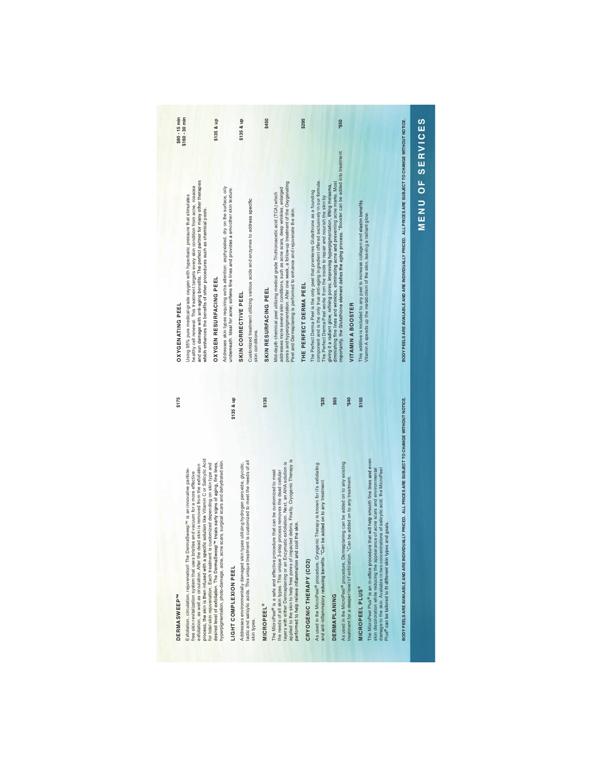# MENU OF SERVICES

## DERMASWEEP™

Exfoliation, circulation, rejuvenation! The DermaSweep™ is an innovative particle-free skin revitalization system that uses bristles and vacuum for a more effective exfoliation, as well as circulation. After the dead skin is removed from the exfoliation process, the skin is then infused with a specific solution like Vitamin C or Salicylic Acid for total skin rejuvenation. Each treatment is customized depending on skin type and desired level of exfoliation. The DermaSweep™ treats early signs of aging, fine lines, hyperpigmentation, photo-damage, acne, acne scars, surgical scars and dehydrated skin.

**$175**

## LIGHT COMPLEXION PEEL

Addresses environmentally damaged skin types utilizing hydrogen peroxide, glycolic, lactic and salicylic acids. This unique treatment is customized to meet the needs of all skin types.

**$135 & up**

## MICROPEEL®

The MicroPeel® is a safe and effective procedure that can be customized to meet the needs of all skin types. This unique 3-step process removes the dead cellular layers with either Dermaplaning or an Enzymatic exfoliation. Next, an AHA solution is applied to the skin to help free pores of impacted debris. Finally, Cryogenic Therapy is performed to help relieve inflammation and cool the skin.

**$135**

## CRYOGENIC THERAPY (CO2)

As used in the MicroPeel® procedure, Cryogenic Therapy is known for it's exfoliating and anti-inflammatory reducing benefits. *Can be added on to any treatment.

**\*$35**

## DERMAPLANING

As used in the MicroPeel® procedure, Dermaplaning can be added on to any existing treatment for a deeper level of exfoliation. *Can be added on to any treatment.

**$65**

**\*$40**

## MICROPEEL PLUS®

The MicroPeel Plus® is an in-office procedure that will help smooth fine lines and even skin discoloration while reducing the appearance of acne scars and environmental damage to the skin. Available in two concentrations of salicylic acid, the MicroPeel Plus® can be tailored to fit different skin types and goals.

**$150**

BODY PEELS ARE AVAILABLE AND ARE INDIVIDUALLY PRICED. ALL PRICES ARE SUBJECT TO CHANGE WITHOUT NOTICE.

## OXYGENATING PEEL

Using 95% pure medical-grade oxygen with hyperbaric pressure that stimulates healthy cell renewal. This treatment targets every skin condition from acne, rosacea and sun damage with anti-aging benefits. The perfect partner for many other therapies which enhances the benefits of other procedures such as chemical peels.

**$80 - 15 min**
**$160 - 30 min**

## OXYGEN RESURFACING PEEL

Addresses skin types requiring extra attention: asphyxiated, dry on the surface, oily underneath. Ideal for acne; softens fine lines and provides a smoother skin texture.

**$135 & up**

## SKIN CORRECTIVE PEEL

Customized treatment utilizing various acids and enzymes to address specific skin conditions.

**$135 & up**

## SKIN RESURFACING PEEL

Mid-depth chemical peel utilizing medical grade Trichloroacetic acid (TCA) which addresses more severe skin conditions, such as acne scars, deep wrinkles, enlarged pores and hyperpigmentation. After one week, a follow-up treatment of the Oxygenating Peel and Dermaplaning is performed to enhance and rejuvenate the skin.

**$450**

## THE PERFECT DERMA PEEL

The Perfect Derma Peel is the only peel that premieres Glutathione as a founding component and is the only true anti-aging ingredient offered exclusively in our formula. The Perfect Derma Peel works from the inside to repair and nourish the skin by giving it a radiant glow, refining pores, improving hyperpigmentation, lifting melasma, diminishing fine lines and wrinkles, eliminating acne and preventing acne marks. Most importantly, the Glutathione element defies the aging process. *Booster can be added into treatment.

**$295**

**\*$50**

## VITAMIN A BOOSTER

This additive is included to any peel to increase collagen and elastin benefits. Vitamin A speeds up the metabolism of the skin, leaving a radiant glow.

BODY PEELS ARE AVAILABLE AND ARE INDIVIDUALLY PRICED. ALL PRICES ARE SUBJECT TO CHANGE WITHOUT NOTICE.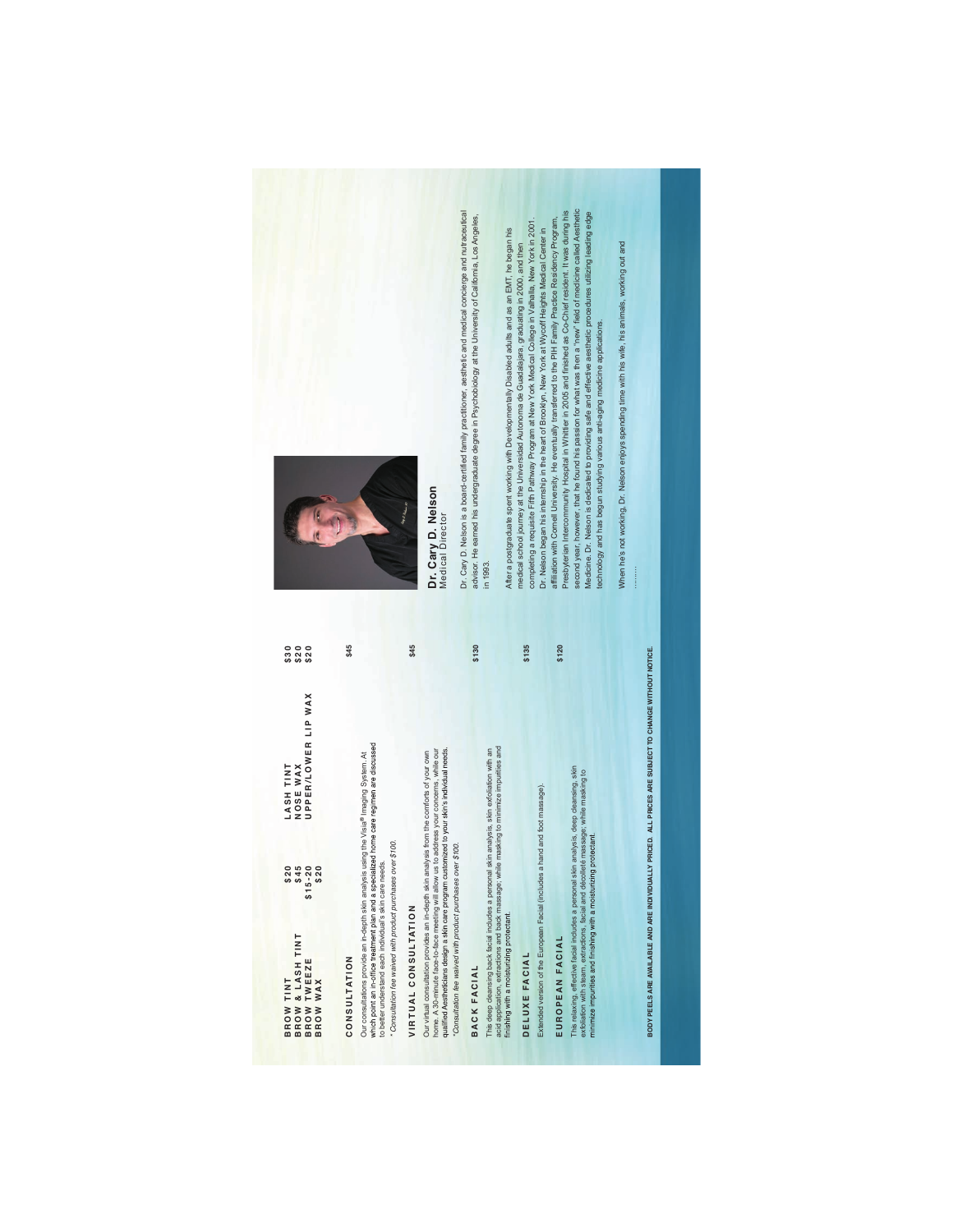| | | | |
|---|---|---|---|
| BROW TINT | $20 | LASH TINT | $30 |
| BROW & LASH TINT | $45 | NOSE WAX | $20 |
| BROW TWEEZE | $15-20 | UPPER/LOWER LIP WAX | $20 |
| BROW WAX | $20 | | |

## CONSULTATION $45

Our consultations provide an in-depth skin analysis using the Visia® Imaging System. At which point an in-office treatment plan and a specialized home care regimen are discussed to better understand each individual's skin care needs.

*\* Consultation fee waived with product purchases over $100.*

## VIRTUAL CONSULTATION $45

Our virtual consultation provides an in-depth skin analysis from the comforts of your own home. A 30-minute face-to-face meeting will allow us to address your concerns, while our qualified Aestheticians design a skin care program customized to your skin's individual needs.

*\*Consultation fee waived with product purchases over $100.*

## BACK FACIAL $130

This deep cleansing back facial includes a personal skin analysis, skin exfoliation with an acid application, extractions and back massage; while masking to minimize impurities and finishing with a moisturizing protectant.

## DELUXE FACIAL $135

Extended version of the European Facial (includes a hand and foot massage).

## EUROPEAN FACIAL $120

This relaxing, effective facial includes a personal skin analysis, deep cleansing, skin exfoliation with steam, extractions, facial and décolleté massage; while masking to minimize impurities and finishing with a moisturizing protectant.

**BODY PEELS ARE AVAILABLE AND ARE INDIVIDUALLY PRICED. ALL PRICES ARE SUBJECT TO CHANGE WITHOUT NOTICE.**

## Dr. Cary D. Nelson
Medical Director

Dr. Cary D. Nelson is a board-certified family practitioner, aesthetic and medical concierge and nutraceutical advisor. He earned his undergraduate degree in Psychobiology at the University of California, Los Angeles, in 1993.

After a postgraduate spent working with Developmentally Disabled adults and as an EMT, he began his medical school journey at the Universidad Autonoma de Guadalajara, graduating in 2000, and then completing a requisite Fifth Pathway Program at New York Medical College in Valhalla, New York in 2001. Dr. Nelson began his internship in the heart of Brooklyn, New York at Wycoff Heights Medical Center in affiliation with Cornell University. He eventually transferred to the PIH Family Practice Residency Program, Presbyterian Intercommunity Hospital in Whittier in 2005 and finished as Co-Chief resident. It was during his second year, however, that he found his passion for what was then a "new" field of medicine called Aesthetic Medicine. Dr. Nelson is dedicated to providing safe and effective aesthetic procedures utilizing leading edge technology and has begun studying various anti-aging medicine applications.

When he's not working, Dr. Nelson enjoys spending time with his wife, his animals, working out and ..........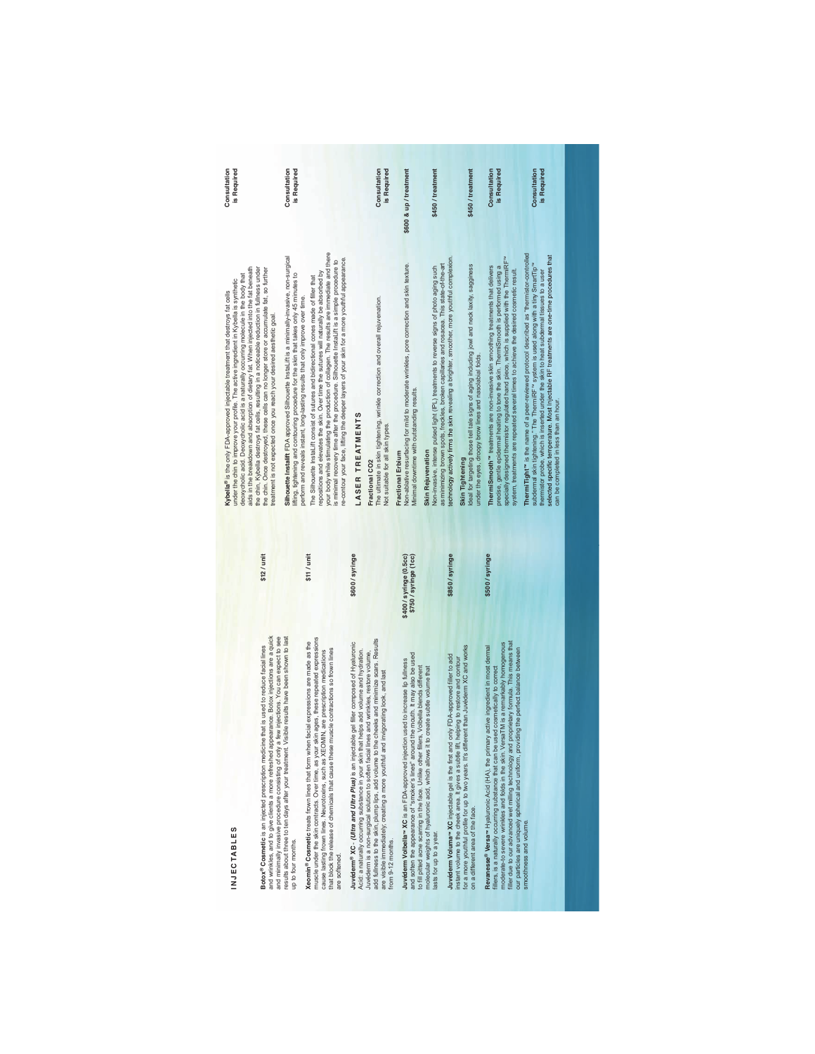# INJECTABLES

**Botox® Cosmetic** is an injected prescription medicine that is used to reduce facial lines and wrinkles, and to give clients a more refreshed appearance. Botox injections are a quick and minimally invasive procedure consisting of only a few injections. You can expect to see results about three to ten days after your treatment. Visible results have been shown to last up to four months. — $12 / unit

**Xeomin® Cosmetic** treats frown lines that form when facial expressions are made as the muscle under the skin contracts. Over time, as your skin ages, these repeated expressions cause lasting frown lines. Neurotoxins, such as XEOMIN, are prescription medications that block the release of chemicals that cause these muscle contractions so frown lines are softened. — $11 / unit

**Juvéderm® XC - (*Ultra and Ultra Plus*)** is an injectable gel filler composed of Hyaluronic Acid: a naturally occurring substance in your skin that helps add volume and hydration. Juvéderm is a non-surgical solution to soften facial lines and wrinkles, restore volume, add fullness to the skin, plump lips, add volume to the cheeks and minimize scars. Results are visible immediately, creating a more youthful and invigorating look, and last from 9-12 months. — $600 / syringe

**Juvéderm Volbella™ XC** is an FDA-approved injection used to increase lip fullness and soften the appearance of "smoker's lines" around the mouth. It may also be used to fill pitted acne scarring in the face. Unlike other fillers, Volbella blends different molecular weights of hyaluronic acid, which allows it to create subtle volume that lasts for up to a year. — $400 / syringe (0.5cc) / $750 / syringe (1cc)

**Juvéderm Voluma™ XC** injectable gel is the first and only FDA-approved filler to add instant volume to the cheek area. It gives a subtle lift, helping to restore and contour for a more youthful profile for up to two years. It's different than Juvéderm XC and works on a different area of the face. — $850 / syringe

**Revanesse® Versa™** Hyaluronic Acid (HA), the primary active ingredient in most dermal fillers, is a naturally occurring substance that can be used cosmetically to correct moderate-to severe wrinkles and folds in the skin. VersaTM is a remarkably homogenous filler due to our advanced wet milling technology and proprietary formula. This means that our particles are uniquely spherical and uniform, providing the perfect balance between smoothness and volume. — $500 / syringe

**Kybella®** is the only FDA-approved injectable treatment that destroys fat cells under the chin to improve your profile. The active ingredient in Kybella is synthetic deoxycholic acid. Deoxycholic acid is a naturally occurring molecule in the body that aids in the breakdown and absorption of dietary fat. When injected into the fat beneath the chin, Kybella destroys fat cells, resulting in a noticeable reduction in fullness under the chin. Once destroyed, these cells can no longer store or accumulate fat, so further treatment is not expected once you reach your desired aesthetic goal. — Consultation is Required

**Silhouette Instalift** FDA approved Silhouette InstaLift is a minimally-invasive, non-surgical lifting, tightening and contouring procedure for the skin that takes only 45 minutes to perform and reveals instant, long-lasting results that only improve over time. The Silhouette InstaLift consist of sutures and bidirectional cones made of filler that repositions and elevates the skin. Over time the sutures will naturally be absorbed by your body while stimulating the production of collagen. The results are immediate and there is minimal recovery time after the procedure. Silhouette InstaLift is a simple procedure to re-contour your face, lifting the deeper layers of your skin for a more youthful appearance. — Consultation is Required

# LASER TREATMENTS

**Fractional CO2**
The ultimate in skin tightening, wrinkle correction and overall rejuvenation. Not suitable for all skin types. — Consultation is Required

**Fractional Erbium**
Non-ablative resurfacing for mild to moderate wrinkles, pore correction and skin texture. Minimal downtime with outstanding results. — $600 & up / treatment

**Skin Rejuvenation**
Non-invasive, intense pulsed light (IPL) treatments to reverse signs of photo aging such as minimizing brown spots, freckles, broken capillaries and rosacea. This state-of-the-art technology actively firms the skin revealing a brighter, smoother, more youthful complexion. — $450 / treatment

**Skin Tightening**
Ideal for targeting those tell tale signs of aging including jowl and neck laxity, sagginess under the eyes, droopy brow lines and nasolabial folds. — $450 / treatment

**ThermiSmooth™** treatments are non-invasive skin smoothing treatments that delivers precise, gentle epidermal heating to tone the skin. ThermiSmooth is performed using a specially designed thermistor regulated hand piece, which is supplied with the ThermiRF™ system, treatments are repeated several times to achieve the desired cosmetic result. — Consultation is Required

**ThermiTight™** is the name of a peer-reviewed protocol described as "thermistor-controlled subdermal skin tightening." The ThermiRF™ system is used along with a tiny SmartTip™ thermistor probe, which is inserted under the skin to heat subdermal tissues to a user selected specific temperature. Most injectable RF treatments are one-time procedures that can be completed in less than an hour. — Consultation is Required